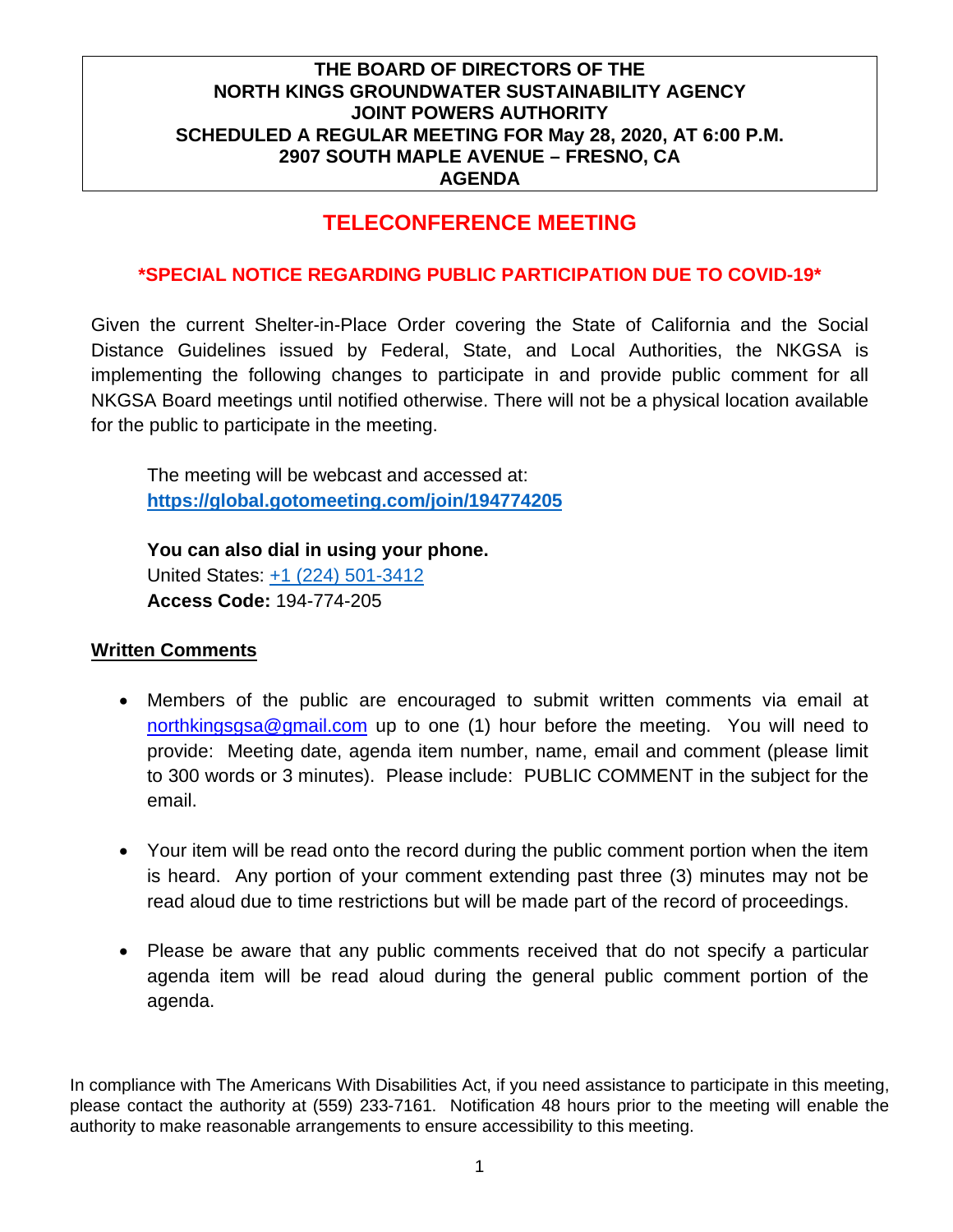**THE BOARD OF DIRECTORS OF THE**
**NORTH KINGS GROUNDWATER SUSTAINABILITY AGENCY**
**JOINT POWERS AUTHORITY**
**SCHEDULED A REGULAR MEETING FOR May 28, 2020, AT 6:00 P.M.**
**2907 SOUTH MAPLE AVENUE – FRESNO, CA**
**AGENDA**

# TELECONFERENCE MEETING

## *SPECIAL NOTICE REGARDING PUBLIC PARTICIPATION DUE TO COVID-19*

Given the current Shelter-in-Place Order covering the State of California and the Social Distance Guidelines issued by Federal, State, and Local Authorities, the NKGSA is implementing the following changes to participate in and provide public comment for all NKGSA Board meetings until notified otherwise. There will not be a physical location available for the public to participate in the meeting.

The meeting will be webcast and accessed at:
**https://global.gotomeeting.com/join/194774205**

**You can also dial in using your phone.**
United States: +1 (224) 501-3412
**Access Code:** 194-774-205

**Written Comments**

- Members of the public are encouraged to submit written comments via email at northkingsgsa@gmail.com up to one (1) hour before the meeting. You will need to provide: Meeting date, agenda item number, name, email and comment (please limit to 300 words or 3 minutes). Please include: PUBLIC COMMENT in the subject for the email.

- Your item will be read onto the record during the public comment portion when the item is heard. Any portion of your comment extending past three (3) minutes may not be read aloud due to time restrictions but will be made part of the record of proceedings.

- Please be aware that any public comments received that do not specify a particular agenda item will be read aloud during the general public comment portion of the agenda.

In compliance with The Americans With Disabilities Act, if you need assistance to participate in this meeting, please contact the authority at (559) 233-7161. Notification 48 hours prior to the meeting will enable the authority to make reasonable arrangements to ensure accessibility to this meeting.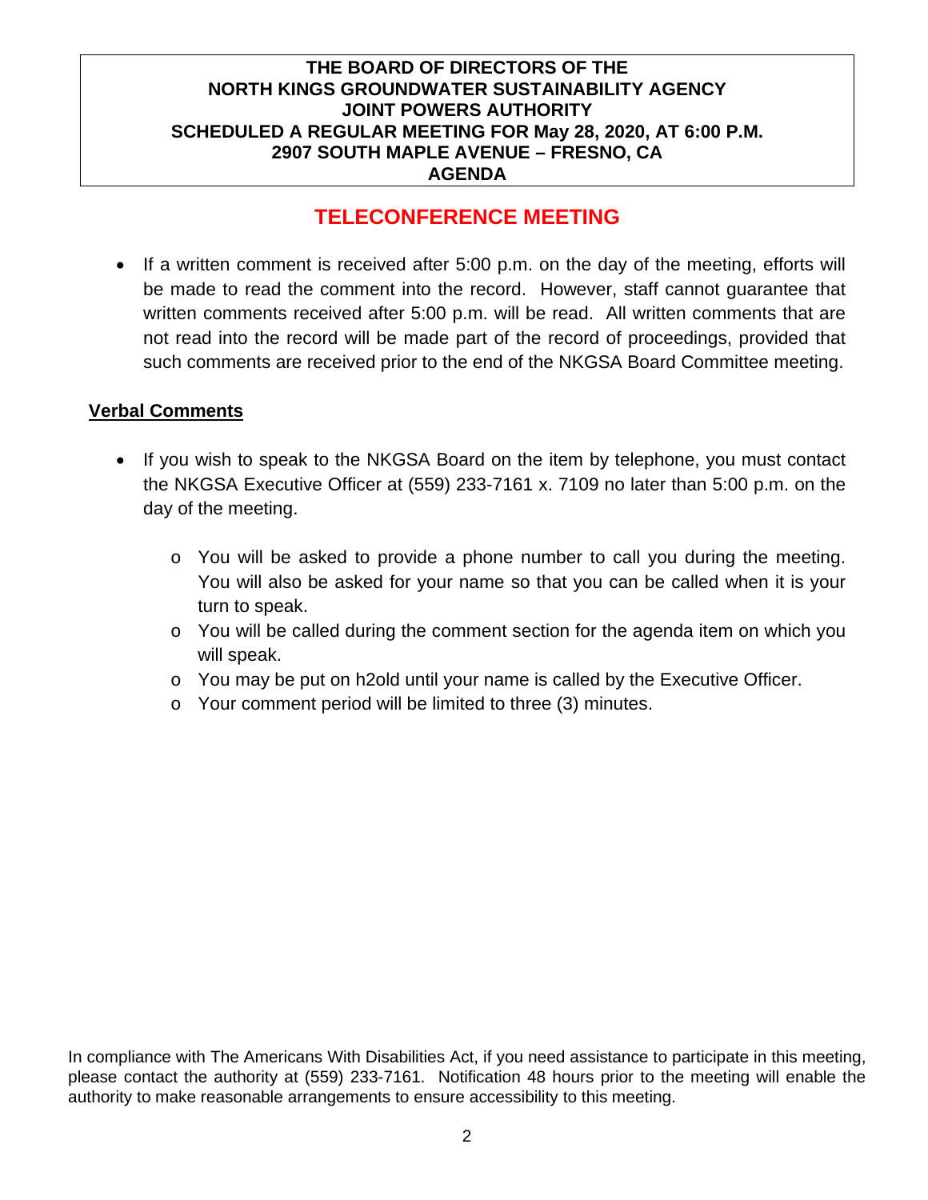**THE BOARD OF DIRECTORS OF THE**
**NORTH KINGS GROUNDWATER SUSTAINABILITY AGENCY**
**JOINT POWERS AUTHORITY**
**SCHEDULED A REGULAR MEETING FOR May 28, 2020, AT 6:00 P.M.**
**2907 SOUTH MAPLE AVENUE – FRESNO, CA**
**AGENDA**

## TELECONFERENCE MEETING

- If a written comment is received after 5:00 p.m. on the day of the meeting, efforts will be made to read the comment into the record. However, staff cannot guarantee that written comments received after 5:00 p.m. will be read. All written comments that are not read into the record will be made part of the record of proceedings, provided that such comments are received prior to the end of the NKGSA Board Committee meeting.

### Verbal Comments

- If you wish to speak to the NKGSA Board on the item by telephone, you must contact the NKGSA Executive Officer at (559) 233-7161 x. 7109 no later than 5:00 p.m. on the day of the meeting.
  - You will be asked to provide a phone number to call you during the meeting. You will also be asked for your name so that you can be called when it is your turn to speak.
  - You will be called during the comment section for the agenda item on which you will speak.
  - You may be put on h2old until your name is called by the Executive Officer.
  - Your comment period will be limited to three (3) minutes.

In compliance with The Americans With Disabilities Act, if you need assistance to participate in this meeting, please contact the authority at (559) 233-7161. Notification 48 hours prior to the meeting will enable the authority to make reasonable arrangements to ensure accessibility to this meeting.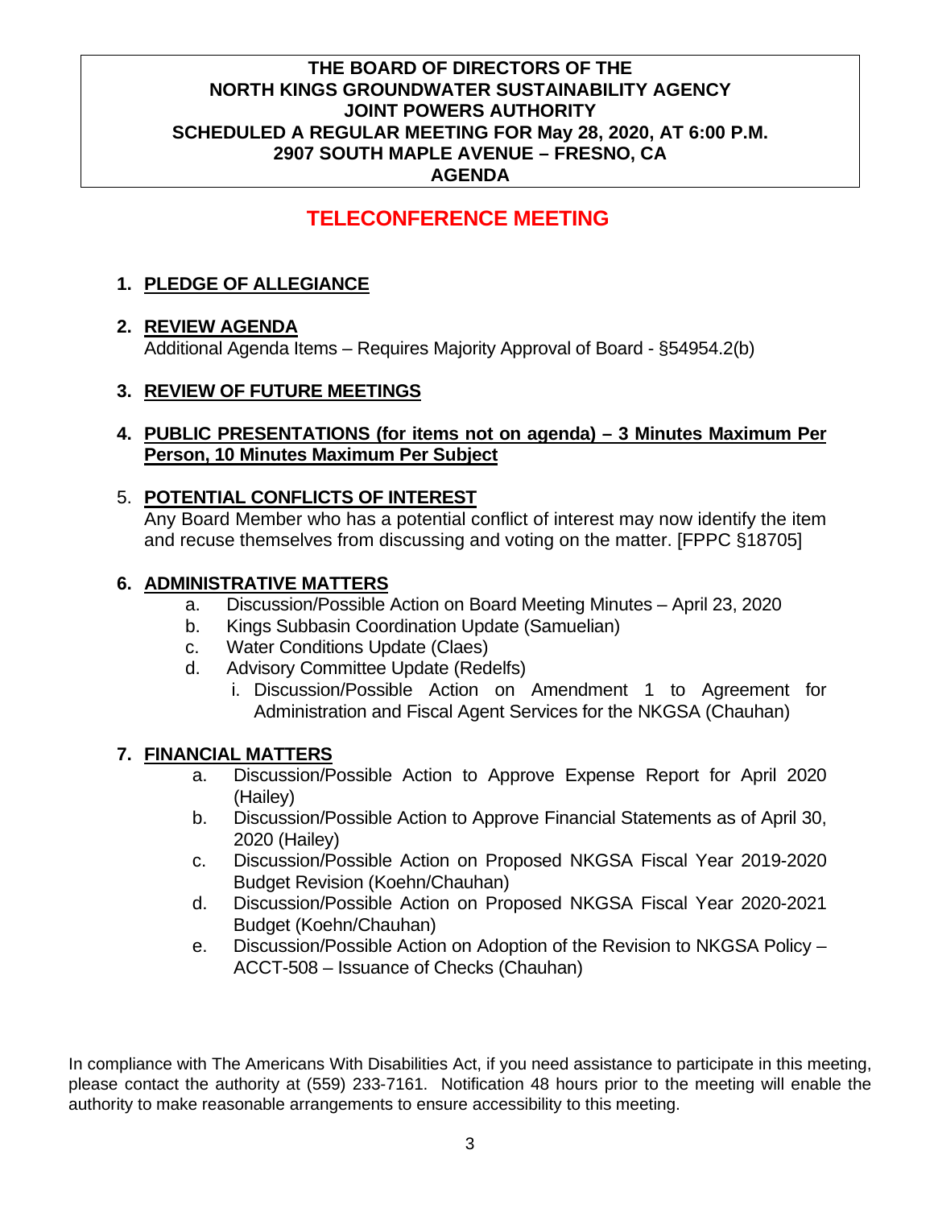**THE BOARD OF DIRECTORS OF THE**
**NORTH KINGS GROUNDWATER SUSTAINABILITY AGENCY**
**JOINT POWERS AUTHORITY**
**SCHEDULED A REGULAR MEETING FOR May 28, 2020, AT 6:00 P.M.**
**2907 SOUTH MAPLE AVENUE – FRESNO, CA**
**AGENDA**

# TELECONFERENCE MEETING

1. **PLEDGE OF ALLEGIANCE**

2. **REVIEW AGENDA**
   Additional Agenda Items – Requires Majority Approval of Board - §54954.2(b)

3. **REVIEW OF FUTURE MEETINGS**

4. **PUBLIC PRESENTATIONS (for items not on agenda) – 3 Minutes Maximum Per Person, 10 Minutes Maximum Per Subject**

5. **POTENTIAL CONFLICTS OF INTEREST**
   Any Board Member who has a potential conflict of interest may now identify the item and recuse themselves from discussing and voting on the matter. [FPPC §18705]

6. **ADMINISTRATIVE MATTERS**
   a. Discussion/Possible Action on Board Meeting Minutes – April 23, 2020
   b. Kings Subbasin Coordination Update (Samuelian)
   c. Water Conditions Update (Claes)
   d. Advisory Committee Update (Redelfs)
      i. Discussion/Possible Action on Amendment 1 to Agreement for Administration and Fiscal Agent Services for the NKGSA (Chauhan)

7. **FINANCIAL MATTERS**
   a. Discussion/Possible Action to Approve Expense Report for April 2020 (Hailey)
   b. Discussion/Possible Action to Approve Financial Statements as of April 30, 2020 (Hailey)
   c. Discussion/Possible Action on Proposed NKGSA Fiscal Year 2019-2020 Budget Revision (Koehn/Chauhan)
   d. Discussion/Possible Action on Proposed NKGSA Fiscal Year 2020-2021 Budget (Koehn/Chauhan)
   e. Discussion/Possible Action on Adoption of the Revision to NKGSA Policy – ACCT-508 – Issuance of Checks (Chauhan)

In compliance with The Americans With Disabilities Act, if you need assistance to participate in this meeting, please contact the authority at (559) 233-7161. Notification 48 hours prior to the meeting will enable the authority to make reasonable arrangements to ensure accessibility to this meeting.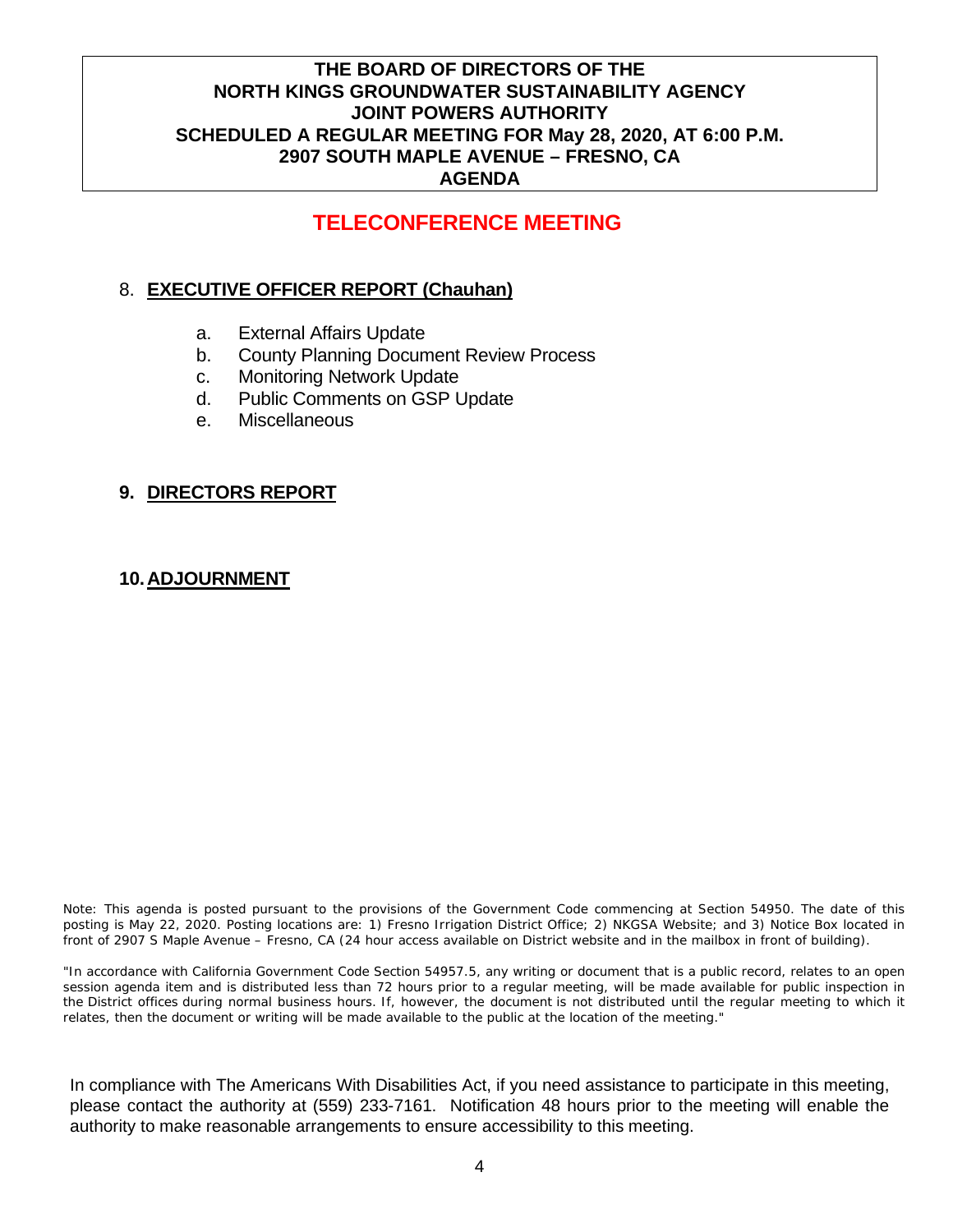**THE BOARD OF DIRECTORS OF THE**
**NORTH KINGS GROUNDWATER SUSTAINABILITY AGENCY**
**JOINT POWERS AUTHORITY**
**SCHEDULED A REGULAR MEETING FOR May 28, 2020, AT 6:00 P.M.**
**2907 SOUTH MAPLE AVENUE – FRESNO, CA**
**AGENDA**

## TELECONFERENCE MEETING

8. **EXECUTIVE OFFICER REPORT (Chauhan)**

   a. External Affairs Update
   b. County Planning Document Review Process
   c. Monitoring Network Update
   d. Public Comments on GSP Update
   e. Miscellaneous

9. **DIRECTORS REPORT**

10. **ADJOURNMENT**

Note: This agenda is posted pursuant to the provisions of the Government Code commencing at Section 54950. The date of this posting is May 22, 2020. Posting locations are: 1) Fresno Irrigation District Office; 2) NKGSA Website; and 3) Notice Box located in front of 2907 S Maple Avenue – Fresno, CA (24 hour access available on District website and in the mailbox in front of building).

"In accordance with California Government Code Section 54957.5, any writing or document that is a public record, relates to an open session agenda item and is distributed less than 72 hours prior to a regular meeting, will be made available for public inspection in the District offices during normal business hours. If, however, the document is not distributed until the regular meeting to which it relates, then the document or writing will be made available to the public at the location of the meeting."

In compliance with The Americans With Disabilities Act, if you need assistance to participate in this meeting, please contact the authority at (559) 233-7161. Notification 48 hours prior to the meeting will enable the authority to make reasonable arrangements to ensure accessibility to this meeting.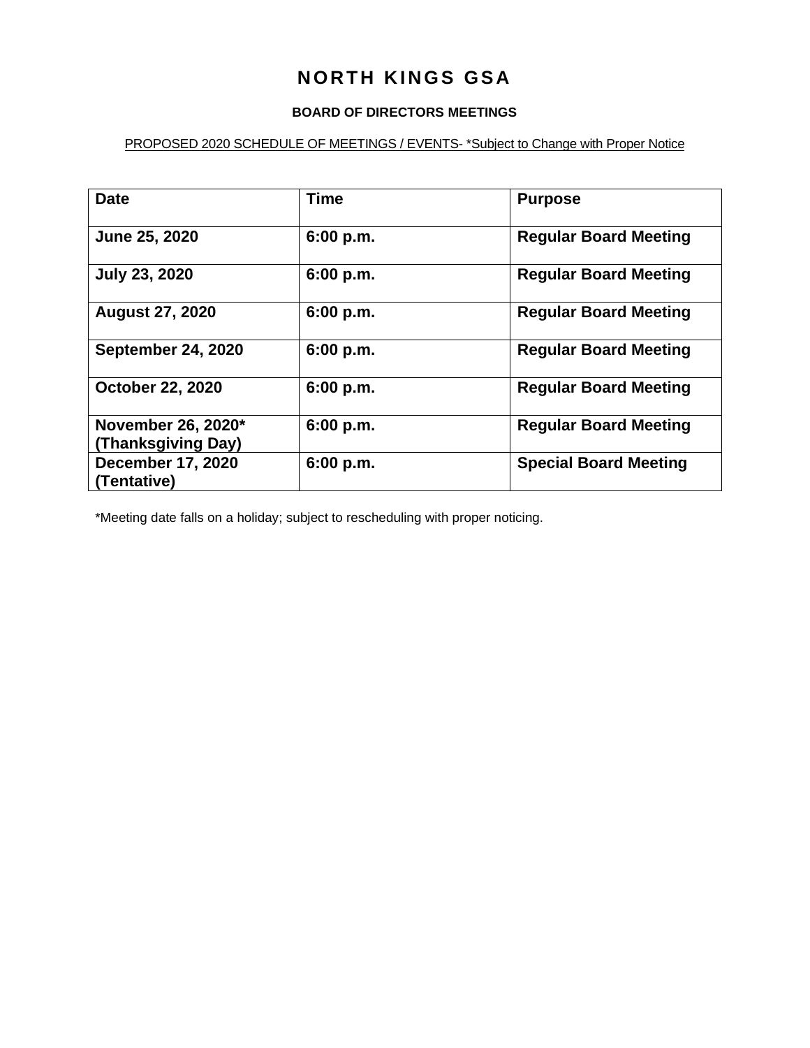# NORTH KINGS GSA

**BOARD OF DIRECTORS MEETINGS**

PROPOSED 2020 SCHEDULE OF MEETINGS / EVENTS- *Subject to Change with Proper Notice

| Date | Time | Purpose |
|---|---|---|
| **June 25, 2020** | **6:00 p.m.** | **Regular Board Meeting** |
| **July 23, 2020** | **6:00 p.m.** | **Regular Board Meeting** |
| **August 27, 2020** | **6:00 p.m.** | **Regular Board Meeting** |
| **September 24, 2020** | **6:00 p.m.** | **Regular Board Meeting** |
| **October 22, 2020** | **6:00 p.m.** | **Regular Board Meeting** |
| **November 26, 2020* (Thanksgiving Day)** | **6:00 p.m.** | **Regular Board Meeting** |
| **December 17, 2020 (Tentative)** | **6:00 p.m.** | **Special Board Meeting** |

*Meeting date falls on a holiday; subject to rescheduling with proper noticing.